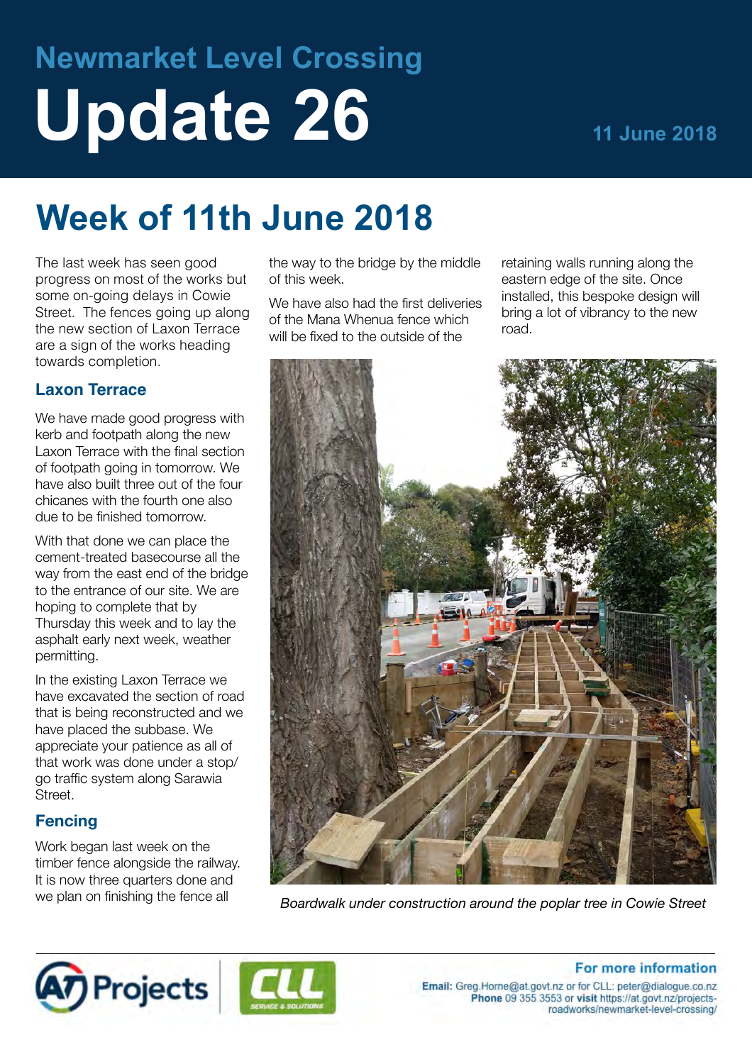# Newmarket Level Crossing

# Update 26

11 June 2018

## Week of 11th June 2018

The last week has seen good progress on most of the works but some on-going delays in Cowie Street. The fences going up along the new section of Laxon Terrace are a sign of the works heading towards completion.

### Laxon Terrace

We have made good progress with kerb and footpath along the new Laxon Terrace with the final section of footpath going in tomorrow. We have also built three out of the four chicanes with the fourth one also due to be finished tomorrow.

With that done we can place the cement-treated basecourse all the way from the east end of the bridge to the entrance of our site. We are hoping to complete that by Thursday this week and to lay the asphalt early next week, weather permitting.

In the existing Laxon Terrace we have excavated the section of road that is being reconstructed and we have placed the subbase. We appreciate your patience as all of that work was done under a stop/go traffic system along Sarawia Street.

### Fencing

Work began last week on the timber fence alongside the railway. It is now three quarters done and we plan on finishing the fence all the way to the bridge by the middle of this week.

We have also had the first deliveries of the Mana Whenua fence which will be fixed to the outside of the retaining walls running along the eastern edge of the site. Once installed, this bespoke design will bring a lot of vibrancy to the new road.

*Boardwalk under construction around the poplar tree in Cowie Street*

**For more information**

**Email:** Greg.Horne@at.govt.nz or for CLL: peter@dialogue.co.nz
**Phone** 09 355 3553 or **visit** https://at.govt.nz/projects-roadworks/newmarket-level-crossing/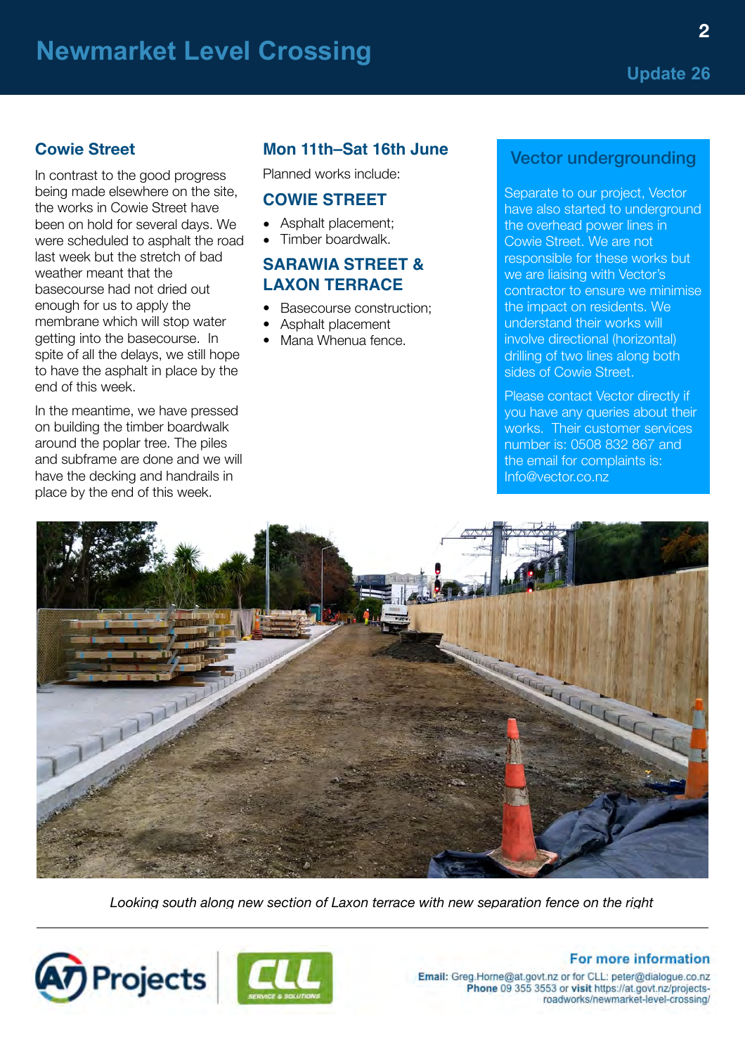# Newmarket Level Crossing

## Cowie Street

In contrast to the good progress being made elsewhere on the site, the works in Cowie Street have been on hold for several days. We were scheduled to asphalt the road last week but the stretch of bad weather meant that the basecourse had not dried out enough for us to apply the membrane which will stop water getting into the basecourse. In spite of all the delays, we still hope to have the asphalt in place by the end of this week.

In the meantime, we have pressed on building the timber boardwalk around the poplar tree. The piles and subframe are done and we will have the decking and handrails in place by the end of this week.

## Mon 11th–Sat 16th June

Planned works include:

### COWIE STREET

- Asphalt placement;
- Timber boardwalk.

### SARAWIA STREET & LAXON TERRACE

- Basecourse construction;
- Asphalt placement
- Mana Whenua fence.

## Vector undergrounding

Separate to our project, Vector have also started to underground the overhead power lines in Cowie Street. We are not responsible for these works but we are liaising with Vector's contractor to ensure we minimise the impact on residents. We understand their works will involve directional (horizontal) drilling of two lines along both sides of Cowie Street.

Please contact Vector directly if you have any queries about their works. Their customer services number is: 0508 832 867 and the email for complaints is: Info@vector.co.nz

*Looking south along new section of Laxon terrace with new separation fence on the right*

**For more information**

**Email:** Greg.Horne@at.govt.nz or for CLL: peter@dialogue.co.nz
**Phone** 09 355 3553 or **visit** https://at.govt.nz/projects-roadworks/newmarket-level-crossing/